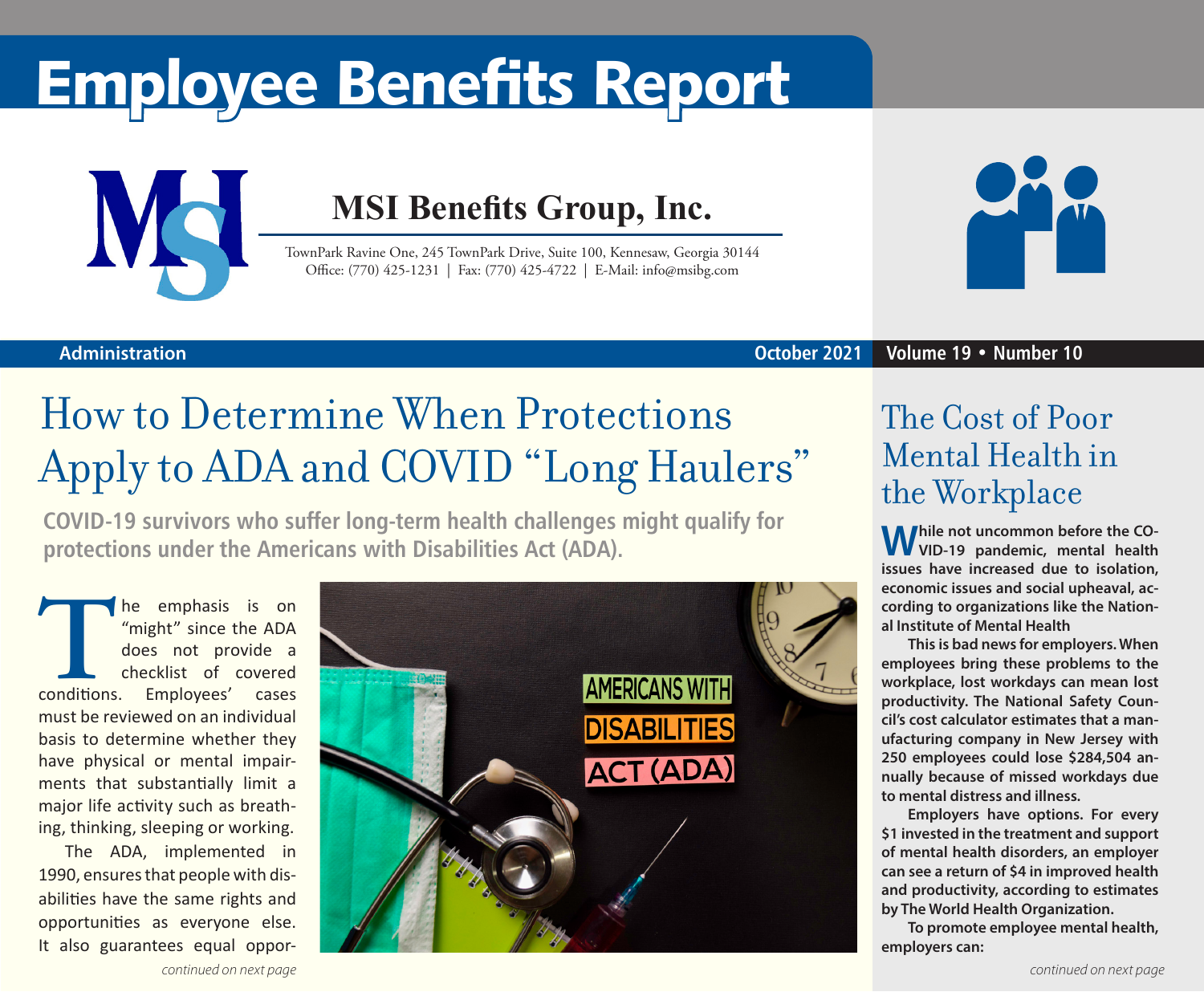# Employee Benefits Report

## MSI Benefits Group, Inc.

TownPark Ravine One, 245 TownPark Drive, Suite 100, Kennesaw, Georgia 30144
Office: (770) 425-1231 | Fax: (770) 425-4722 | E-Mail: info@msibg.com

**Administration** — **October 2021** — **Volume 19 • Number 10**

# How to Determine When Protections Apply to ADA and COVID "Long Haulers"

**COVID-19 survivors who suffer long-term health challenges might qualify for protections under the Americans with Disabilities Act (ADA).**

The emphasis is on "might" since the ADA does not provide a checklist of covered conditions. Employees' cases must be reviewed on an individual basis to determine whether they have physical or mental impairments that substantially limit a major life activity such as breathing, thinking, sleeping or working.

The ADA, implemented in 1990, ensures that people with disabilities have the same rights and opportunities as everyone else. It also guarantees equal oppor-

*continued on next page*

# The Cost of Poor Mental Health in the Workplace

**While not uncommon before the COVID-19 pandemic, mental health issues have increased due to isolation, economic issues and social upheaval, according to organizations like the National Institute of Mental Health**

**This is bad news for employers. When employees bring these problems to the workplace, lost workdays can mean lost productivity. The National Safety Council's cost calculator estimates that a manufacturing company in New Jersey with 250 employees could lose $284,504 annually because of missed workdays due to mental distress and illness.**

**Employers have options. For every $1 invested in the treatment and support of mental health disorders, an employer can see a return of $4 in improved health and productivity, according to estimates by The World Health Organization.**

**To promote employee mental health, employers can:**

*continued on next page*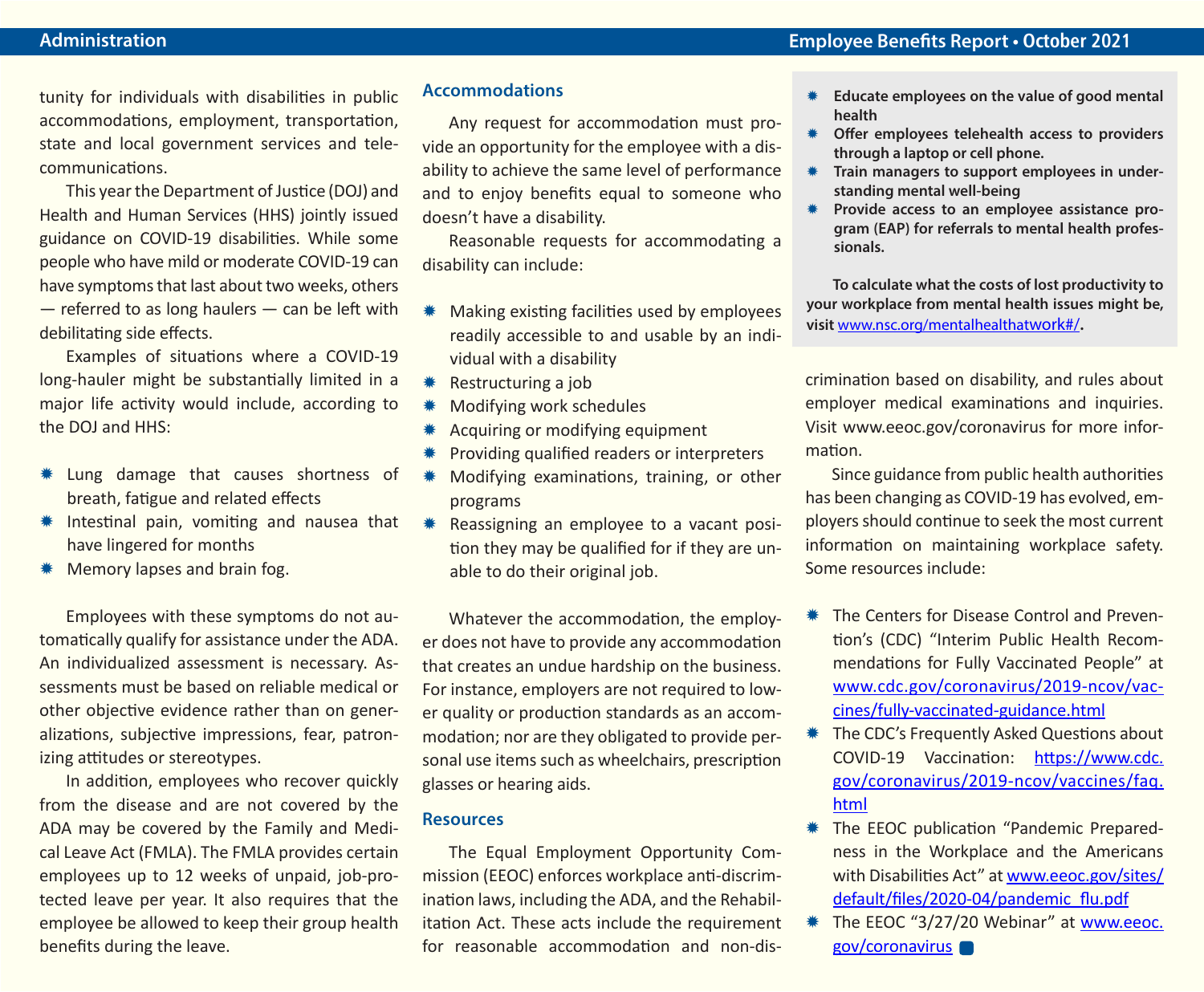tunity for individuals with disabilities in public accommodations, employment, transportation, state and local government services and telecommunications.

This year the Department of Justice (DOJ) and Health and Human Services (HHS) jointly issued guidance on COVID-19 disabilities. While some people who have mild or moderate COVID-19 can have symptoms that last about two weeks, others — referred to as long haulers — can be left with debilitating side effects.

Examples of situations where a COVID-19 long-hauler might be substantially limited in a major life activity would include, according to the DOJ and HHS:

- Lung damage that causes shortness of breath, fatigue and related effects
- Intestinal pain, vomiting and nausea that have lingered for months
- Memory lapses and brain fog.

Employees with these symptoms do not automatically qualify for assistance under the ADA. An individualized assessment is necessary. Assessments must be based on reliable medical or other objective evidence rather than on generalizations, subjective impressions, fear, patronizing attitudes or stereotypes.

In addition, employees who recover quickly from the disease and are not covered by the ADA may be covered by the Family and Medical Leave Act (FMLA). The FMLA provides certain employees up to 12 weeks of unpaid, job-protected leave per year. It also requires that the employee be allowed to keep their group health benefits during the leave.

## Accommodations

Any request for accommodation must provide an opportunity for the employee with a disability to achieve the same level of performance and to enjoy benefits equal to someone who doesn't have a disability.

Reasonable requests for accommodating a disability can include:

- Making existing facilities used by employees readily accessible to and usable by an individual with a disability
- Restructuring a job
- Modifying work schedules
- Acquiring or modifying equipment
- Providing qualified readers or interpreters
- Modifying examinations, training, or other programs
- Reassigning an employee to a vacant position they may be qualified for if they are unable to do their original job.

Whatever the accommodation, the employer does not have to provide any accommodation that creates an undue hardship on the business. For instance, employers are not required to lower quality or production standards as an accommodation; nor are they obligated to provide personal use items such as wheelchairs, prescription glasses or hearing aids.

## Resources

The Equal Employment Opportunity Commission (EEOC) enforces workplace anti-discrimination laws, including the ADA, and the Rehabilitation Act. These acts include the requirement for reasonable accommodation and non-discrimination based on disability, and rules about employer medical examinations and inquiries. Visit www.eeoc.gov/coronavirus for more information.

Since guidance from public health authorities has been changing as COVID-19 has evolved, employers should continue to seek the most current information on maintaining workplace safety. Some resources include:

- The Centers for Disease Control and Prevention's (CDC) "Interim Public Health Recommendations for Fully Vaccinated People" at www.cdc.gov/coronavirus/2019-ncov/vaccines/fully-vaccinated-guidance.html
- The CDC's Frequently Asked Questions about COVID-19 Vaccination: https://www.cdc.gov/coronavirus/2019-ncov/vaccines/faq.html
- The EEOC publication "Pandemic Preparedness in the Workplace and the Americans with Disabilities Act" at www.eeoc.gov/sites/default/files/2020-04/pandemic_flu.pdf
- The EEOC "3/27/20 Webinar" at www.eeoc.gov/coronavirus

---

- **Educate employees on the value of good mental health**
- **Offer employees telehealth access to providers through a laptop or cell phone.**
- **Train managers to support employees in understanding mental well-being**
- **Provide access to an employee assistance program (EAP) for referrals to mental health professionals.**

**To calculate what the costs of lost productivity to your workplace from mental health issues might be, visit www.nsc.org/mentalhealthatwork#/.**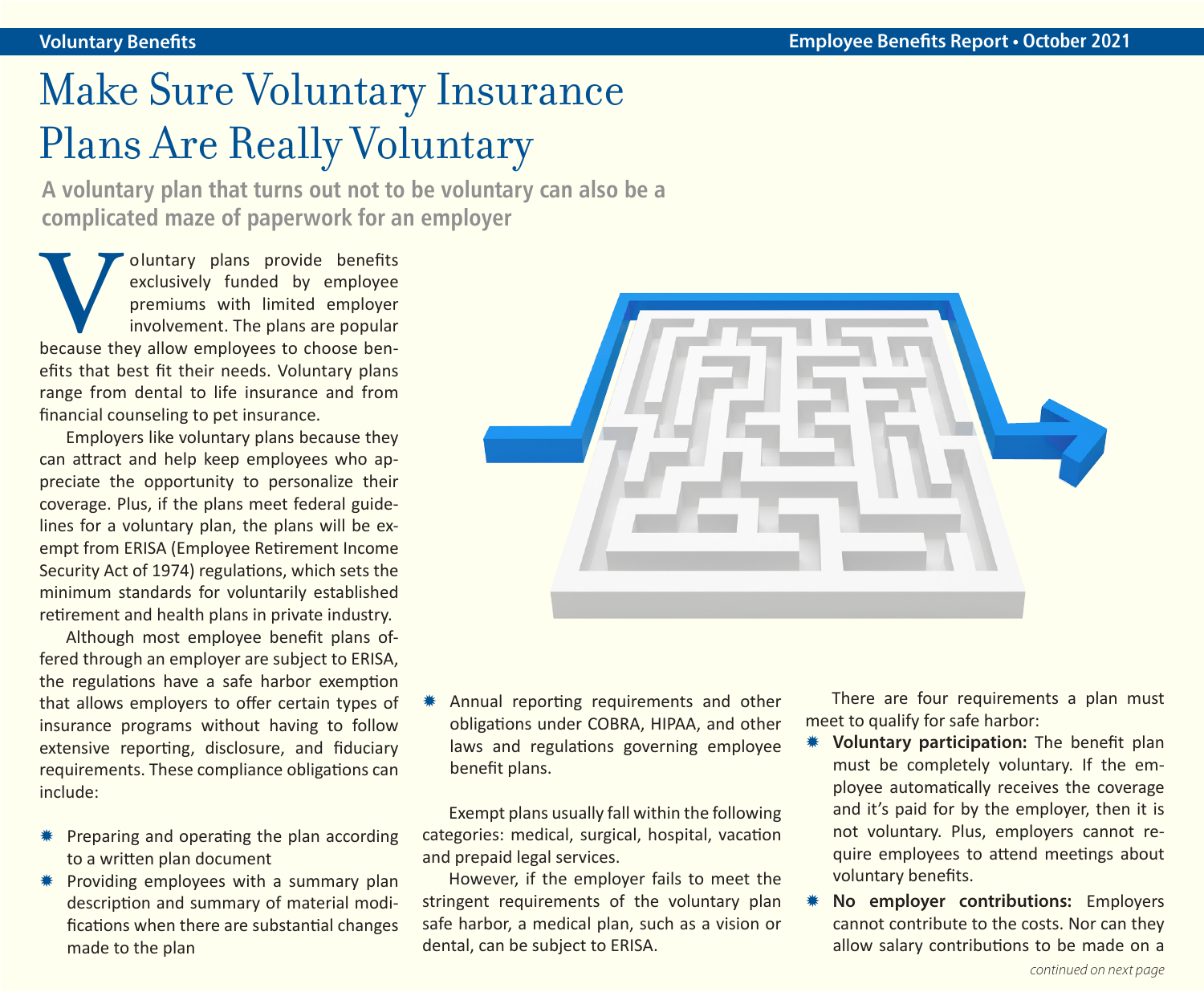# Make Sure Voluntary Insurance Plans Are Really Voluntary

**A voluntary plan that turns out not to be voluntary can also be a complicated maze of paperwork for an employer**

Voluntary plans provide benefits exclusively funded by employee premiums with limited employer involvement. The plans are popular because they allow employees to choose benefits that best fit their needs. Voluntary plans range from dental to life insurance and from financial counseling to pet insurance.

Employers like voluntary plans because they can attract and help keep employees who appreciate the opportunity to personalize their coverage. Plus, if the plans meet federal guidelines for a voluntary plan, the plans will be exempt from ERISA (Employee Retirement Income Security Act of 1974) regulations, which sets the minimum standards for voluntarily established retirement and health plans in private industry.

Although most employee benefit plans offered through an employer are subject to ERISA, the regulations have a safe harbor exemption that allows employers to offer certain types of insurance programs without having to follow extensive reporting, disclosure, and fiduciary requirements. These compliance obligations can include:

- Preparing and operating the plan according to a written plan document
- Providing employees with a summary plan description and summary of material modifications when there are substantial changes made to the plan
- Annual reporting requirements and other obligations under COBRA, HIPAA, and other laws and regulations governing employee benefit plans.

Exempt plans usually fall within the following categories: medical, surgical, hospital, vacation and prepaid legal services.

However, if the employer fails to meet the stringent requirements of the voluntary plan safe harbor, a medical plan, such as a vision or dental, can be subject to ERISA.

There are four requirements a plan must meet to qualify for safe harbor:

- **Voluntary participation:** The benefit plan must be completely voluntary. If the employee automatically receives the coverage and it's paid for by the employer, then it is not voluntary. Plus, employers cannot require employees to attend meetings about voluntary benefits.
- **No employer contributions:** Employers cannot contribute to the costs. Nor can they allow salary contributions to be made on a

*continued on next page*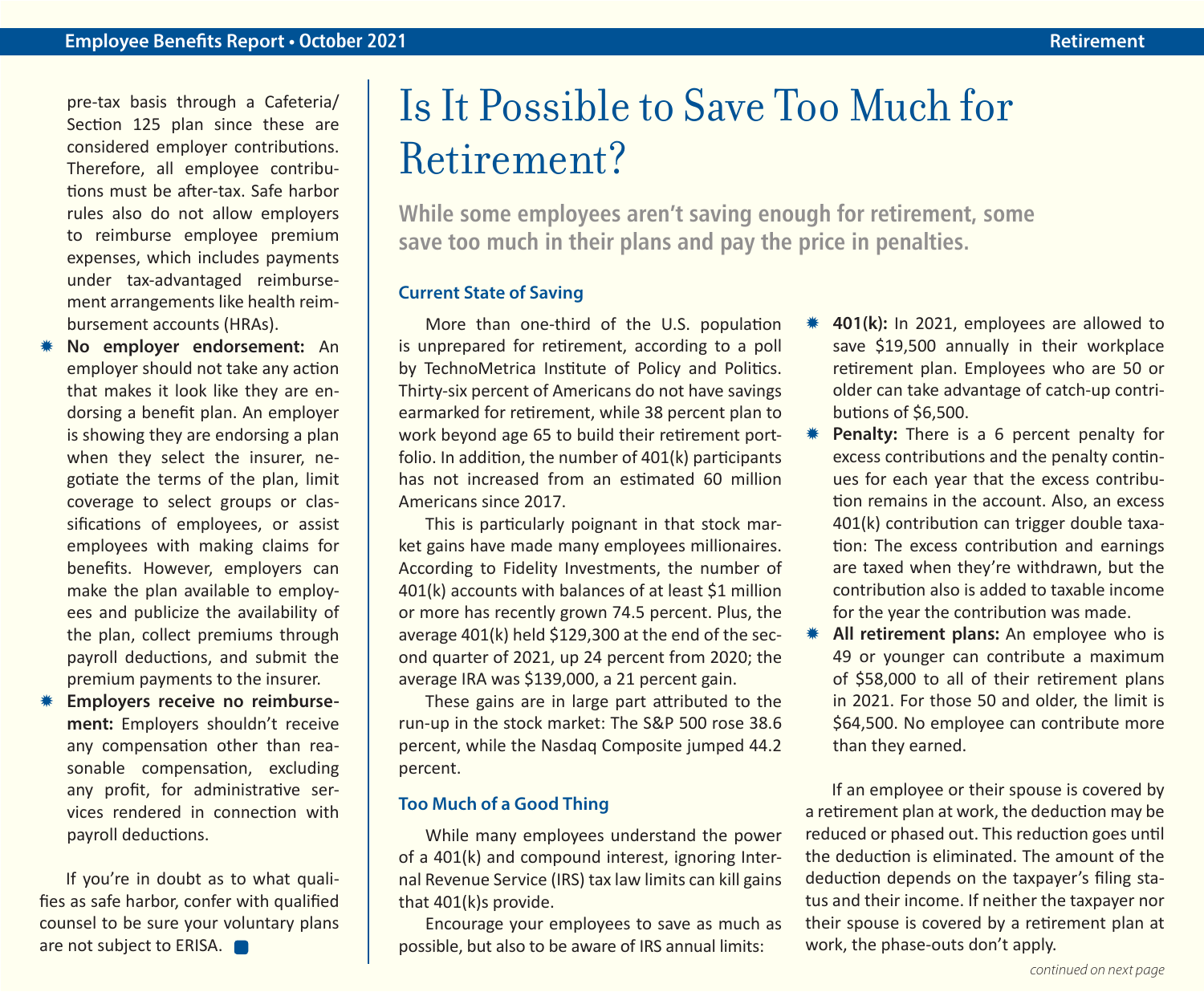pre-tax basis through a Cafeteria/ Section 125 plan since these are considered employer contributions. Therefore, all employee contributions must be after-tax. Safe harbor rules also do not allow employers to reimburse employee premium expenses, which includes payments under tax-advantaged reimbursement arrangements like health reimbursement accounts (HRAs).

- **No employer endorsement:** An employer should not take any action that makes it look like they are endorsing a benefit plan. An employer is showing they are endorsing a plan when they select the insurer, negotiate the terms of the plan, limit coverage to select groups or classifications of employees, or assist employees with making claims for benefits. However, employers can make the plan available to employees and publicize the availability of the plan, collect premiums through payroll deductions, and submit the premium payments to the insurer.
- **Employers receive no reimbursement:** Employers shouldn't receive any compensation other than reasonable compensation, excluding any profit, for administrative services rendered in connection with payroll deductions.

If you're in doubt as to what qualifies as safe harbor, confer with qualified counsel to be sure your voluntary plans are not subject to ERISA.

# Is It Possible to Save Too Much for Retirement?

**While some employees aren't saving enough for retirement, some save too much in their plans and pay the price in penalties.**

### Current State of Saving

More than one-third of the U.S. population is unprepared for retirement, according to a poll by TechnoMetrica Institute of Policy and Politics. Thirty-six percent of Americans do not have savings earmarked for retirement, while 38 percent plan to work beyond age 65 to build their retirement portfolio. In addition, the number of 401(k) participants has not increased from an estimated 60 million Americans since 2017.

This is particularly poignant in that stock market gains have made many employees millionaires. According to Fidelity Investments, the number of 401(k) accounts with balances of at least $1 million or more has recently grown 74.5 percent. Plus, the average 401(k) held $129,300 at the end of the second quarter of 2021, up 24 percent from 2020; the average IRA was $139,000, a 21 percent gain.

These gains are in large part attributed to the run-up in the stock market: The S&P 500 rose 38.6 percent, while the Nasdaq Composite jumped 44.2 percent.

### Too Much of a Good Thing

While many employees understand the power of a 401(k) and compound interest, ignoring Internal Revenue Service (IRS) tax law limits can kill gains that 401(k)s provide.

Encourage your employees to save as much as possible, but also to be aware of IRS annual limits:

- **401(k):** In 2021, employees are allowed to save $19,500 annually in their workplace retirement plan. Employees who are 50 or older can take advantage of catch-up contributions of $6,500.
- **Penalty:** There is a 6 percent penalty for excess contributions and the penalty continues for each year that the excess contribution remains in the account. Also, an excess 401(k) contribution can trigger double taxation: The excess contribution and earnings are taxed when they're withdrawn, but the contribution also is added to taxable income for the year the contribution was made.
- **All retirement plans:** An employee who is 49 or younger can contribute a maximum of $58,000 to all of their retirement plans in 2021. For those 50 and older, the limit is $64,500. No employee can contribute more than they earned.

If an employee or their spouse is covered by a retirement plan at work, the deduction may be reduced or phased out. This reduction goes until the deduction is eliminated. The amount of the deduction depends on the taxpayer's filing status and their income. If neither the taxpayer nor their spouse is covered by a retirement plan at work, the phase-outs don't apply.

*continued on next page*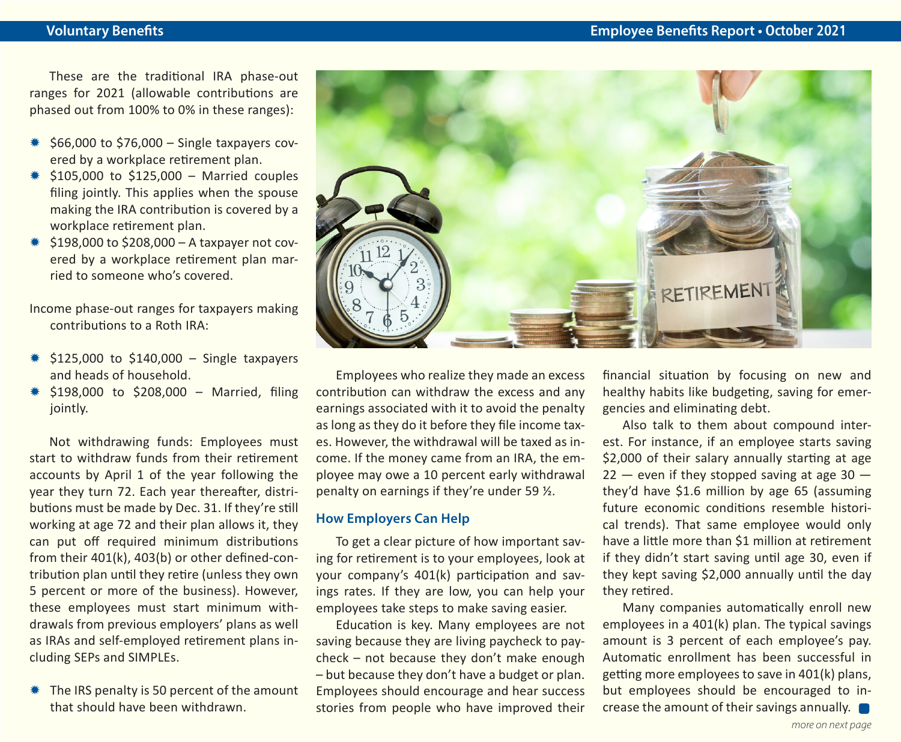These are the traditional IRA phase-out ranges for 2021 (allowable contributions are phased out from 100% to 0% in these ranges):

- $66,000 to $76,000 – Single taxpayers covered by a workplace retirement plan.
- $105,000 to $125,000 – Married couples filing jointly. This applies when the spouse making the IRA contribution is covered by a workplace retirement plan.
- $198,000 to $208,000 – A taxpayer not covered by a workplace retirement plan married to someone who's covered.

Income phase-out ranges for taxpayers making contributions to a Roth IRA:

- $125,000 to $140,000 – Single taxpayers and heads of household.
- $198,000 to $208,000 – Married, filing jointly.

Not withdrawing funds: Employees must start to withdraw funds from their retirement accounts by April 1 of the year following the year they turn 72. Each year thereafter, distributions must be made by Dec. 31. If they're still working at age 72 and their plan allows it, they can put off required minimum distributions from their 401(k), 403(b) or other defined-contribution plan until they retire (unless they own 5 percent or more of the business). However, these employees must start minimum withdrawals from previous employers' plans as well as IRAs and self-employed retirement plans including SEPs and SIMPLEs.

- The IRS penalty is 50 percent of the amount that should have been withdrawn.

Employees who realize they made an excess contribution can withdraw the excess and any earnings associated with it to avoid the penalty as long as they do it before they file income taxes. However, the withdrawal will be taxed as income. If the money came from an IRA, the employee may owe a 10 percent early withdrawal penalty on earnings if they're under 59 ½.

### How Employers Can Help

To get a clear picture of how important saving for retirement is to your employees, look at your company's 401(k) participation and savings rates. If they are low, you can help your employees take steps to make saving easier.

Education is key. Many employees are not saving because they are living paycheck to paycheck – not because they don't make enough – but because they don't have a budget or plan. Employees should encourage and hear success stories from people who have improved their financial situation by focusing on new and healthy habits like budgeting, saving for emergencies and eliminating debt.

Also talk to them about compound interest. For instance, if an employee starts saving $2,000 of their salary annually starting at age 22 — even if they stopped saving at age 30 — they'd have $1.6 million by age 65 (assuming future economic conditions resemble historical trends). That same employee would only have a little more than $1 million at retirement if they didn't start saving until age 30, even if they kept saving $2,000 annually until the day they retired.

Many companies automatically enroll new employees in a 401(k) plan. The typical savings amount is 3 percent of each employee's pay. Automatic enrollment has been successful in getting more employees to save in 401(k) plans, but employees should be encouraged to increase the amount of their savings annually.

*more on next page*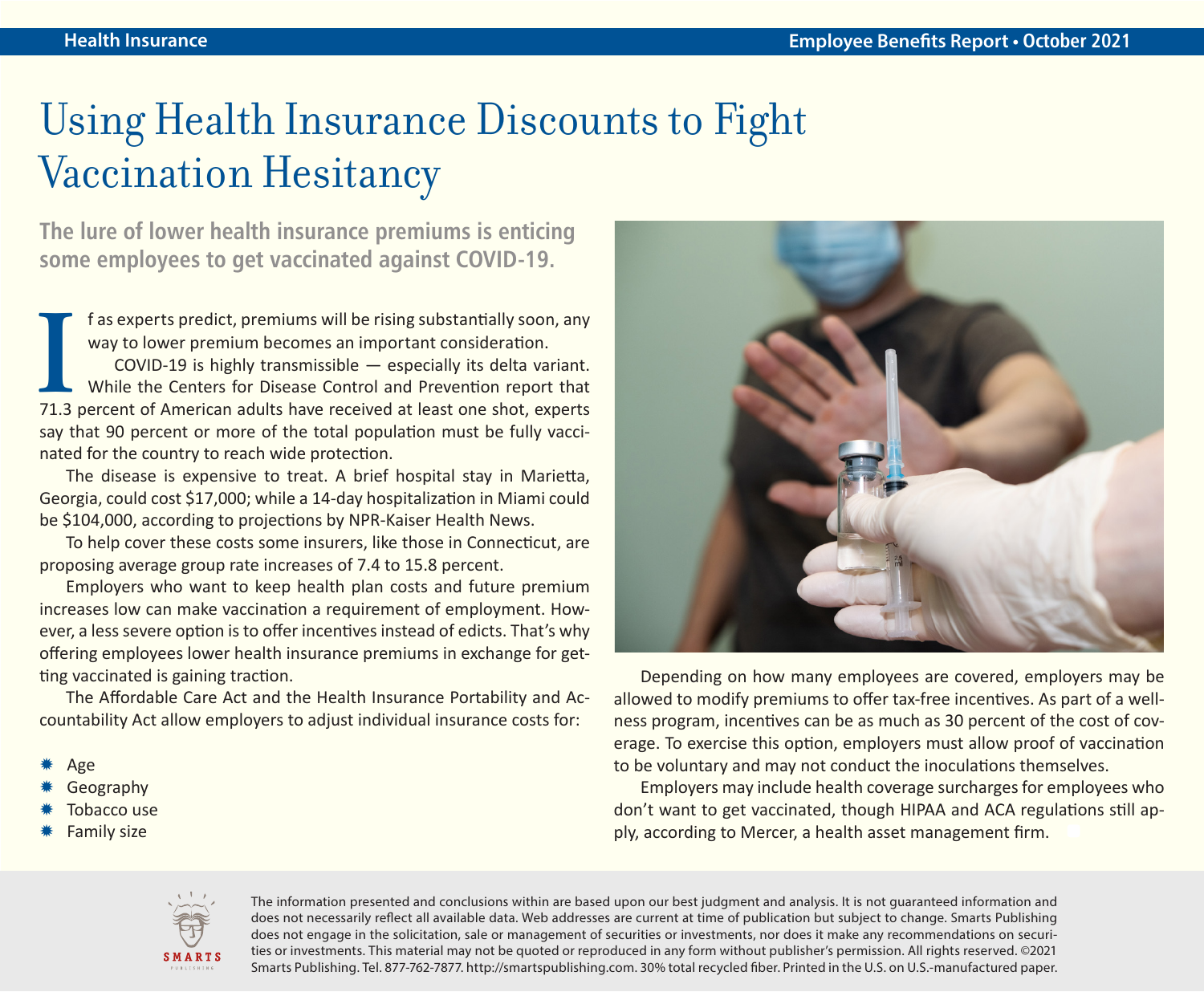# Using Health Insurance Discounts to Fight Vaccination Hesitancy

**The lure of lower health insurance premiums is enticing some employees to get vaccinated against COVID-19.**

If as experts predict, premiums will be rising substantially soon, any way to lower premium becomes an important consideration.

COVID-19 is highly transmissible — especially its delta variant. While the Centers for Disease Control and Prevention report that 71.3 percent of American adults have received at least one shot, experts say that 90 percent or more of the total population must be fully vaccinated for the country to reach wide protection.

The disease is expensive to treat. A brief hospital stay in Marietta, Georgia, could cost $17,000; while a 14-day hospitalization in Miami could be $104,000, according to projections by NPR-Kaiser Health News.

To help cover these costs some insurers, like those in Connecticut, are proposing average group rate increases of 7.4 to 15.8 percent.

Employers who want to keep health plan costs and future premium increases low can make vaccination a requirement of employment. However, a less severe option is to offer incentives instead of edicts. That's why offering employees lower health insurance premiums in exchange for getting vaccinated is gaining traction.

The Affordable Care Act and the Health Insurance Portability and Accountability Act allow employers to adjust individual insurance costs for:

- Age
- Geography
- Tobacco use
- Family size

Depending on how many employees are covered, employers may be allowed to modify premiums to offer tax-free incentives. As part of a wellness program, incentives can be as much as 30 percent of the cost of coverage. To exercise this option, employers must allow proof of vaccination to be voluntary and may not conduct the inoculations themselves.

Employers may include health coverage surcharges for employees who don't want to get vaccinated, though HIPAA and ACA regulations still apply, according to Mercer, a health asset management firm.

The information presented and conclusions within are based upon our best judgment and analysis. It is not guaranteed information and does not necessarily reflect all available data. Web addresses are current at time of publication but subject to change. Smarts Publishing does not engage in the solicitation, sale or management of securities or investments, nor does it make any recommendations on securities or investments. This material may not be quoted or reproduced in any form without publisher's permission. All rights reserved. ©2021 Smarts Publishing. Tel. 877-762-7877. http://smartspublishing.com. 30% total recycled fiber. Printed in the U.S. on U.S.-manufactured paper.